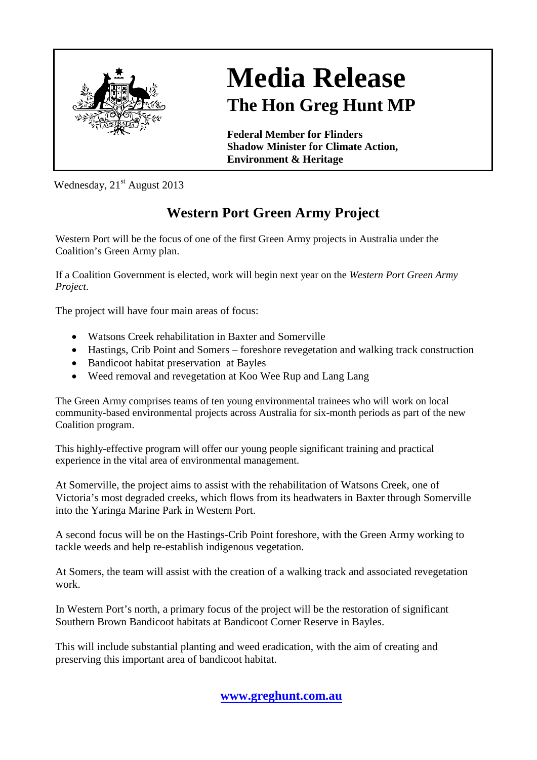# Media Release

## The Hon Greg Hunt MP

**Federal Member for Flinders**
**Shadow Minister for Climate Action, Environment & Heritage**

Wednesday, 21st August 2013

## Western Port Green Army Project

Western Port will be the focus of one of the first Green Army projects in Australia under the Coalition's Green Army plan.

If a Coalition Government is elected, work will begin next year on the *Western Port Green Army Project*.

The project will have four main areas of focus:

- Watsons Creek rehabilitation in Baxter and Somerville
- Hastings, Crib Point and Somers – foreshore revegetation and walking track construction
- Bandicoot habitat preservation at Bayles
- Weed removal and revegetation at Koo Wee Rup and Lang Lang

The Green Army comprises teams of ten young environmental trainees who will work on local community-based environmental projects across Australia for six-month periods as part of the new Coalition program.

This highly-effective program will offer our young people significant training and practical experience in the vital area of environmental management.

At Somerville, the project aims to assist with the rehabilitation of Watsons Creek, one of Victoria's most degraded creeks, which flows from its headwaters in Baxter through Somerville into the Yaringa Marine Park in Western Port.

A second focus will be on the Hastings-Crib Point foreshore, with the Green Army working to tackle weeds and help re-establish indigenous vegetation.

At Somers, the team will assist with the creation of a walking track and associated revegetation work.

In Western Port's north, a primary focus of the project will be the restoration of significant Southern Brown Bandicoot habitats at Bandicoot Corner Reserve in Bayles.

This will include substantial planting and weed eradication, with the aim of creating and preserving this important area of bandicoot habitat.

**www.greghunt.com.au**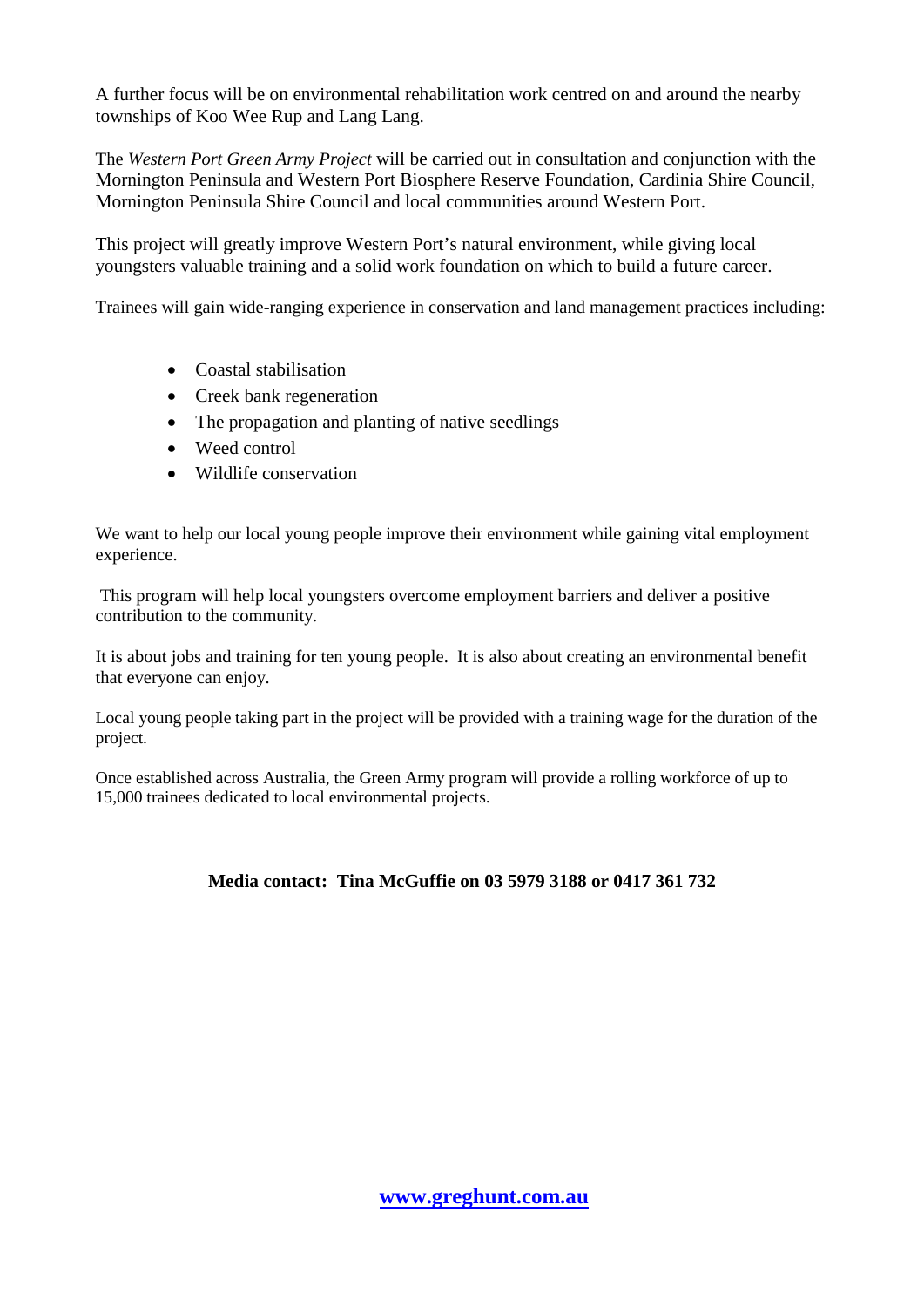A further focus will be on environmental rehabilitation work centred on and around the nearby townships of Koo Wee Rup and Lang Lang.

The *Western Port Green Army Project* will be carried out in consultation and conjunction with the Mornington Peninsula and Western Port Biosphere Reserve Foundation, Cardinia Shire Council, Mornington Peninsula Shire Council and local communities around Western Port.

This project will greatly improve Western Port's natural environment, while giving local youngsters valuable training and a solid work foundation on which to build a future career.

Trainees will gain wide-ranging experience in conservation and land management practices including:

- Coastal stabilisation
- Creek bank regeneration
- The propagation and planting of native seedlings
- Weed control
- Wildlife conservation

We want to help our local young people improve their environment while gaining vital employment experience.

This program will help local youngsters overcome employment barriers and deliver a positive contribution to the community.

It is about jobs and training for ten young people. It is also about creating an environmental benefit that everyone can enjoy.

Local young people taking part in the project will be provided with a training wage for the duration of the project.

Once established across Australia, the Green Army program will provide a rolling workforce of up to 15,000 trainees dedicated to local environmental projects.

**Media contact: Tina McGuffie on 03 5979 3188 or 0417 361 732**

**[www.greghunt.com.au](http://www.greghunt.com.au)**